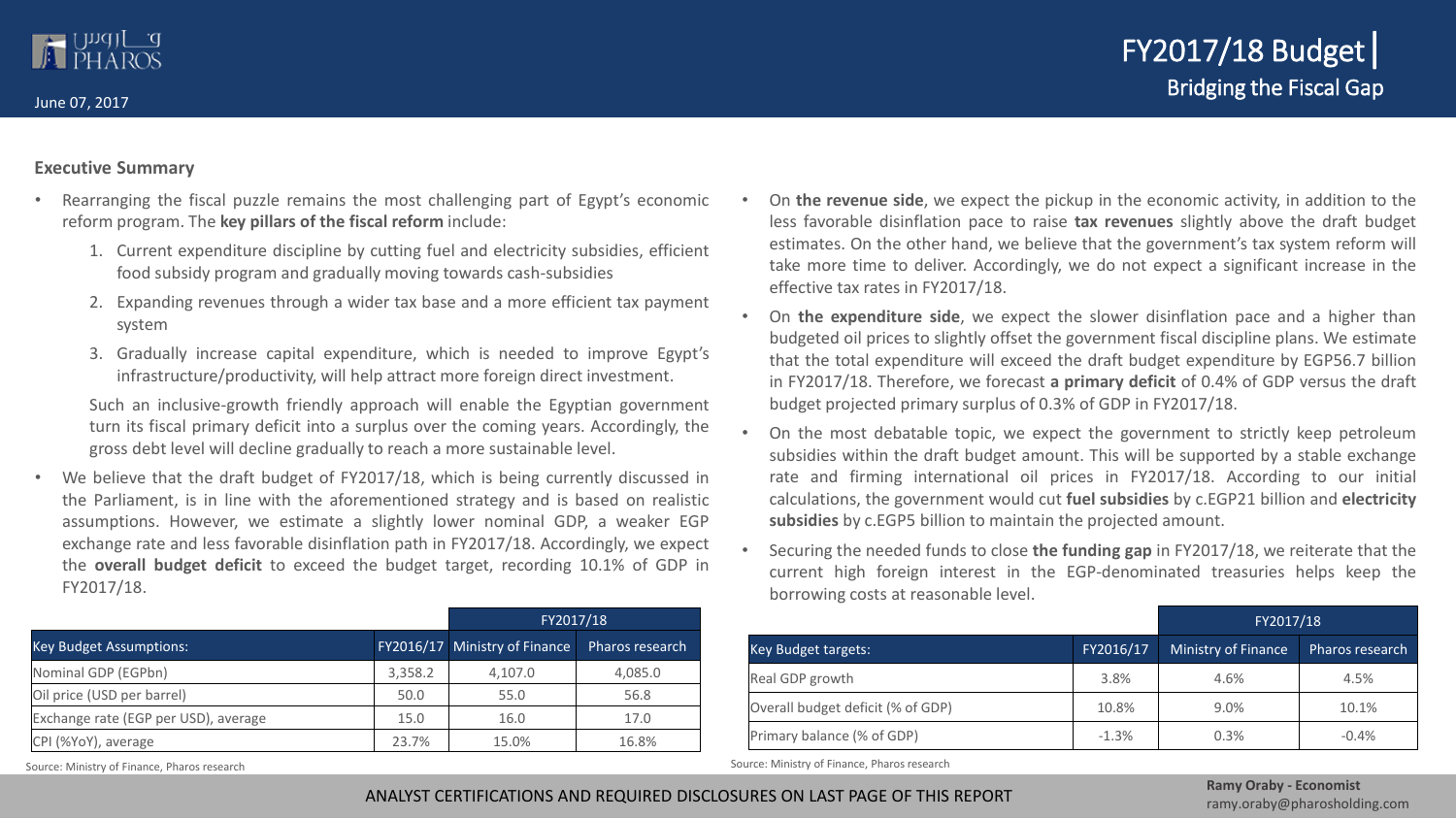# FY2017/18 Budget | Bridging the Fiscal Gap

June 07, 2017

### Executive Summary

- Rearranging the fiscal puzzle remains the most challenging part of Egypt's economic reform program. The **key pillars of the fiscal reform** include:

    1. Current expenditure discipline by cutting fuel and electricity subsidies, efficient food subsidy program and gradually moving towards cash-subsidies
    2. Expanding revenues through a wider tax base and a more efficient tax payment system
    3. Gradually increase capital expenditure, which is needed to improve Egypt's infrastructure/productivity, will help attract more foreign direct investment.

    Such an inclusive-growth friendly approach will enable the Egyptian government turn its fiscal primary deficit into a surplus over the coming years. Accordingly, the gross debt level will decline gradually to reach a more sustainable level.

- We believe that the draft budget of FY2017/18, which is being currently discussed in the Parliament, is in line with the aforementioned strategy and is based on realistic assumptions. However, we estimate a slightly lower nominal GDP, a weaker EGP exchange rate and less favorable disinflation path in FY2017/18. Accordingly, we expect the **overall budget deficit** to exceed the budget target, recording 10.1% of GDP in FY2017/18.

| | | FY2017/18 | |
|---|---|---|---|
| Key Budget Assumptions: | FY2016/17 | Ministry of Finance | Pharos research |
| Nominal GDP (EGPbn) | 3,358.2 | 4,107.0 | 4,085.0 |
| Oil price (USD per barrel) | 50.0 | 55.0 | 56.8 |
| Exchange rate (EGP per USD), average | 15.0 | 16.0 | 17.0 |
| CPI (%YoY), average | 23.7% | 15.0% | 16.8% |

Source: Ministry of Finance, Pharos research

- On **the revenue side**, we expect the pickup in the economic activity, in addition to the less favorable disinflation pace to raise **tax revenues** slightly above the draft budget estimates. On the other hand, we believe that the government's tax system reform will take more time to deliver. Accordingly, we do not expect a significant increase in the effective tax rates in FY2017/18.
- On **the expenditure side**, we expect the slower disinflation pace and a higher than budgeted oil prices to slightly offset the government fiscal discipline plans. We estimate that the total expenditure will exceed the draft budget expenditure by EGP56.7 billion in FY2017/18. Therefore, we forecast **a primary deficit** of 0.4% of GDP versus the draft budget projected primary surplus of 0.3% of GDP in FY2017/18.
- On the most debatable topic, we expect the government to strictly keep petroleum subsidies within the draft budget amount. This will be supported by a stable exchange rate and firming international oil prices in FY2017/18. According to our initial calculations, the government would cut **fuel subsidies** by c.EGP21 billion and **electricity subsidies** by c.EGP5 billion to maintain the projected amount.
- Securing the needed funds to close **the funding gap** in FY2017/18, we reiterate that the current high foreign interest in the EGP-denominated treasuries helps keep the borrowing costs at reasonable level.

| | | FY2017/18 | |
|---|---|---|---|
| Key Budget targets: | FY2016/17 | Ministry of Finance | Pharos research |
| Real GDP growth | 3.8% | 4.6% | 4.5% |
| Overall budget deficit (% of GDP) | 10.8% | 9.0% | 10.1% |
| Primary balance (% of GDP) | -1.3% | 0.3% | -0.4% |

Source: Ministry of Finance, Pharos research

ANALYST CERTIFICATIONS AND REQUIRED DISCLOSURES ON LAST PAGE OF THIS REPORT

**Ramy Oraby - Economist**
ramy.oraby@pharosholding.com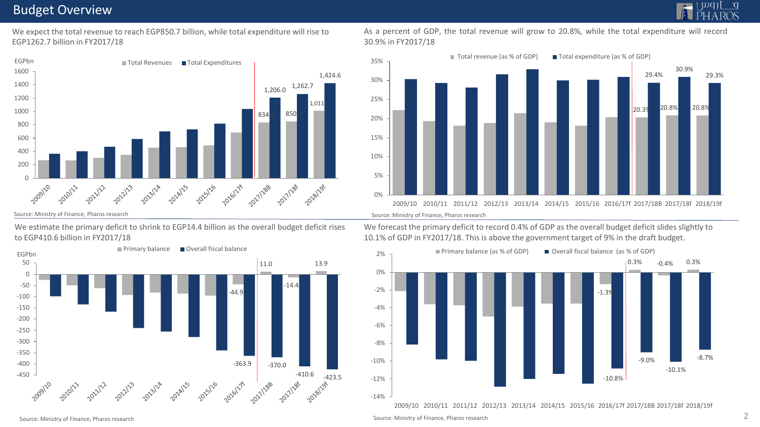# Budget Overview

We expect the total revenue to reach EGP850.7 billion, while total expenditure will rise to EGP1262.7 billion in FY2017/18

EGPbn

Total Revenues | Total Expenditures

| | Total Revenues | Total Expenditures |
|---|---|---|
| 2017/18B | 834.6 | 1,206.0 |
| 2017/18f | 850.7 | 1,262.7 |
| 2018/19f | 1,011.4 | 1,424.6 |

Source: Ministry of Finance, Pharos research

As a percent of GDP, the total revenue will grow to 20.8%, while the total expenditure will record 30.9% in FY2017/18

Total revenue (as % of GDP) | Total expenditure (as % of GDP)

| | Total revenue (as % of GDP) | Total expenditure (as % of GDP) |
|---|---|---|
| 2017/18B | 20.3% | 29.4% |
| 2017/18f | 20.8% | 30.9% |
| 2018/19f | 20.8% | 29.3% |

Source: Ministry of Finance, Pharos research

We estimate the primary deficit to shrink to EGP14.4 billion as the overall budget deficit rises to EGP410.6 billion in FY2017/18

EGPbn

Primary balance | Overall fiscal balance

| | Primary balance | Overall fiscal balance |
|---|---|---|
| 2016/17f | -44.9 | -363.9 |
| 2017/18B | 11.0 | -370.0 |
| 2017/18f | -14.4 | -410.6 |
| 2018/19f | 13.9 | -423.5 |

Source: Ministry of Finance, Pharos research

We forecast the primary deficit to record 0.4% of GDP as the overall budget deficit slides slightly to 10.1% of GDP in FY2017/18. This is above the government target of 9% in the draft budget.

Primary balance (as % of GDP) | Overall fiscal balance (as % of GDP)

| | Primary balance (as % of GDP) | Overall fiscal balance (as % of GDP) |
|---|---|---|
| 2016/17f | -1.3% | -10.8% |
| 2017/18B | 0.3% | -9.0% |
| 2017/18f | -0.4% | -10.1% |
| 2018/19f | 0.3% | -8.7% |

Source: Ministry of Finance, Pharos research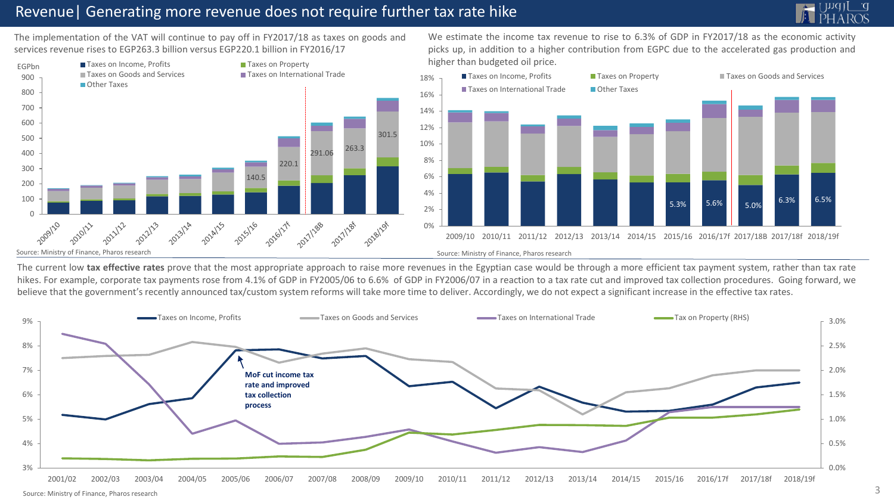# Revenue| Generating more revenue does not require further tax rate hike

The implementation of the VAT will continue to pay off in FY2017/18 as taxes on goods and services revenue rises to EGP263.3 billion versus EGP220.1 billion in FY2016/17

EGPbn

Taxes on Income, Profits | Taxes on Property | Taxes on Goods and Services | Taxes on International Trade | Other Taxes

900, 800, 700, 600, 500, 400, 300, 200, 100, 0

140.5 | 220.1 | 291.06 | 263.3 | 301.5

2009/10, 2010/11, 2011/12, 2012/13, 2013/14, 2014/15, 2015/16, 2016/17f, 2017/18B, 2017/18f, 2018/19f

Source: Ministry of Finance, Pharos research

We estimate the income tax revenue to rise to 6.3% of GDP in FY2017/18 as the economic activity picks up, in addition to a higher contribution from EGPC due to the accelerated gas production and higher than budgeted oil price.

Taxes on Income, Profits | Taxes on Property | Taxes on Goods and Services | Taxes on International Trade | Other Taxes

18%, 16%, 14%, 12%, 10%, 8%, 6%, 4%, 2%, 0%

5.3% | 5.6% | 5.0% | 6.3% | 6.5%

2009/10, 2010/11, 2011/12, 2012/13, 2013/14, 2014/15, 2015/16, 2016/17f, 2017/18B, 2017/18f, 2018/19f

Source: Ministry of Finance, Pharos research

The current low **tax effective rates** prove that the most appropriate approach to raise more revenues in the Egyptian case would be through a more efficient tax payment system, rather than tax rate hikes. For example, corporate tax payments rose from 4.1% of GDP in FY2005/06 to 6.6% of GDP in FY2006/07 in a reaction to a tax rate cut and improved tax collection procedures. Going forward, we believe that the government's recently announced tax/custom system reforms will take more time to deliver. Accordingly, we do not expect a significant increase in the effective tax rates.

Taxes on Income, Profits | Taxes on Goods and Services | Taxes on International Trade | Tax on Property (RHS)

9%, 8%, 7%, 6%, 5%, 4%, 3%

3.0%, 2.5%, 2.0%, 1.5%, 1.0%, 0.5%, 0.0%

**MoF cut income tax rate and improved tax collection process**

2001/02, 2002/03, 2003/04, 2004/05, 2005/06, 2006/07, 2007/08, 2008/09, 2009/10, 2010/11, 2011/12, 2012/13, 2013/14, 2014/15, 2015/16, 2016/17f, 2017/18f, 2018/19f

Source: Ministry of Finance, Pharos research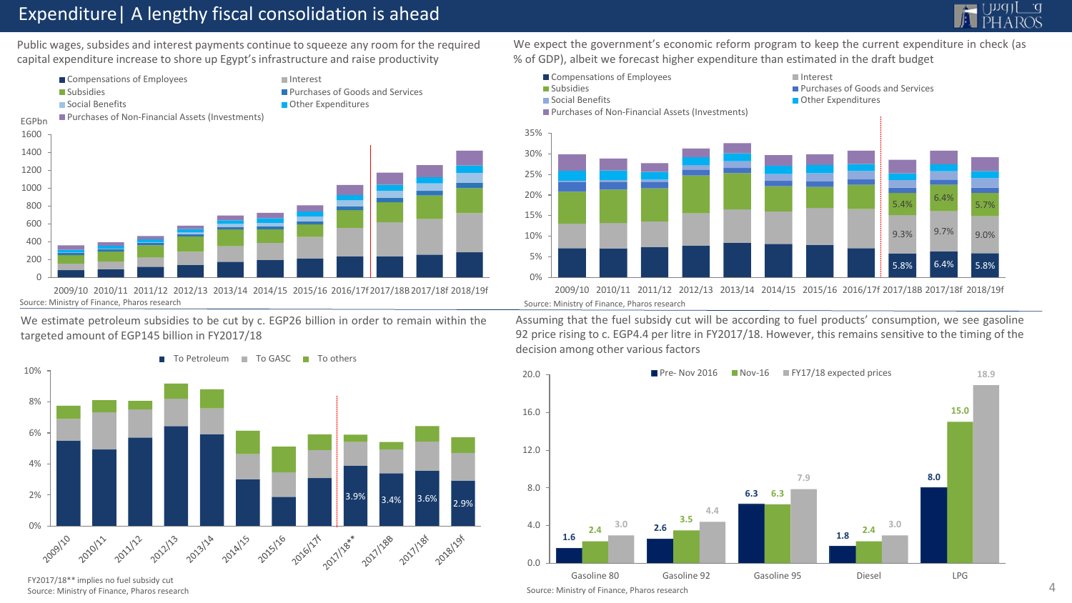# Expenditure | A lengthy fiscal consolidation is ahead

Public wages, subsides and interest payments continue to squeeze any room for the required capital expenditure increase to shore up Egypt's infrastructure and raise productivity

Compensations of Employees | Interest | Subsidies | Purchases of Goods and Services | Social Benefits | Other Expenditures | Purchases of Non-Financial Assets (Investments)

EGPbn

2009/10 2010/11 2011/12 2012/13 2013/14 2014/15 2015/16 2016/17f 2017/18B 2017/18f 2018/19f

Source: Ministry of Finance, Pharos research

We expect the government's economic reform program to keep the current expenditure in check (as % of GDP), albeit we forecast higher expenditure than estimated in the draft budget

Compensations of Employees | Interest | Subsidies | Purchases of Goods and Services | Social Benefits | Other Expenditures | Purchases of Non-Financial Assets (Investments)

| | 2017/18B | 2017/18f | 2018/19f |
|---|---|---|---|
| Subsidies | 5.4% | 6.4% | 5.7% |
| Interest | 9.3% | 9.7% | 9.0% |
| Compensations of Employees | 5.8% | 6.4% | 5.8% |

Source: Ministry of Finance, Pharos research

We estimate petroleum subsidies to be cut by c. EGP26 billion in order to remain within the targeted amount of EGP145 billion in FY2017/18

To Petroleum | To GASC | To others

| | 2017/18** | 2017/18B | 2017/18f | 2018/19f |
|---|---|---|---|---|
| To Petroleum | 3.9% | 3.4% | 3.6% | 2.9% |

FY2017/18** implies no fuel subsidy cut

Source: Ministry of Finance, Pharos research

Assuming that the fuel subsidy cut will be according to fuel products' consumption, we see gasoline 92 price rising to c. EGP4.4 per litre in FY2017/18. However, this remains sensitive to the timing of the decision among other various factors

| | Pre- Nov 2016 | Nov-16 | FY17/18 expected prices |
|---|---|---|---|
| Gasoline 80 | 1.6 | 2.4 | 3.0 |
| Gasoline 92 | 2.6 | 3.5 | 4.4 |
| Gasoline 95 | 6.3 | 6.3 | 7.9 |
| Diesel | 1.8 | 2.4 | 3.0 |
| LPG | 8.0 | 15.0 | 18.9 |

Source: Ministry of Finance, Pharos research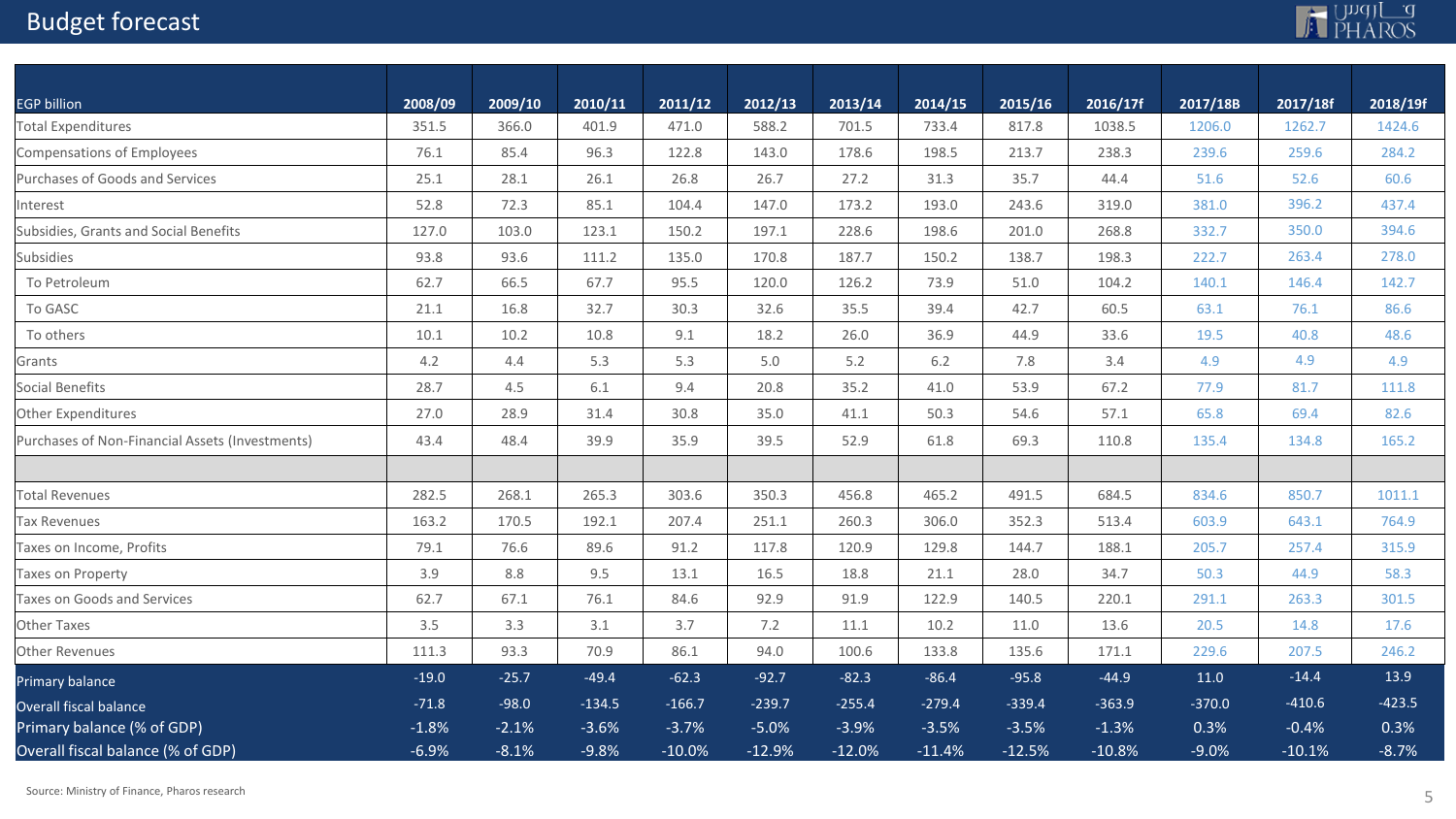# Budget forecast

| EGP billion | 2008/09 | 2009/10 | 2010/11 | 2011/12 | 2012/13 | 2013/14 | 2014/15 | 2015/16 | 2016/17f | 2017/18B | 2017/18f | 2018/19f |
|---|---|---|---|---|---|---|---|---|---|---|---|---|
| Total Expenditures | 351.5 | 366.0 | 401.9 | 471.0 | 588.2 | 701.5 | 733.4 | 817.8 | 1038.5 | 1206.0 | 1262.7 | 1424.6 |
| Compensations of Employees | 76.1 | 85.4 | 96.3 | 122.8 | 143.0 | 178.6 | 198.5 | 213.7 | 238.3 | 239.6 | 259.6 | 284.2 |
| Purchases of Goods and Services | 25.1 | 28.1 | 26.1 | 26.8 | 26.7 | 27.2 | 31.3 | 35.7 | 44.4 | 51.6 | 52.6 | 60.6 |
| Interest | 52.8 | 72.3 | 85.1 | 104.4 | 147.0 | 173.2 | 193.0 | 243.6 | 319.0 | 381.0 | 396.2 | 437.4 |
| Subsidies, Grants and Social Benefits | 127.0 | 103.0 | 123.1 | 150.2 | 197.1 | 228.6 | 198.6 | 201.0 | 268.8 | 332.7 | 350.0 | 394.6 |
| Subsidies | 93.8 | 93.6 | 111.2 | 135.0 | 170.8 | 187.7 | 150.2 | 138.7 | 198.3 | 222.7 | 263.4 | 278.0 |
| To Petroleum | 62.7 | 66.5 | 67.7 | 95.5 | 120.0 | 126.2 | 73.9 | 51.0 | 104.2 | 140.1 | 146.4 | 142.7 |
| To GASC | 21.1 | 16.8 | 32.7 | 30.3 | 32.6 | 35.5 | 39.4 | 42.7 | 60.5 | 63.1 | 76.1 | 86.6 |
| To others | 10.1 | 10.2 | 10.8 | 9.1 | 18.2 | 26.0 | 36.9 | 44.9 | 33.6 | 19.5 | 40.8 | 48.6 |
| Grants | 4.2 | 4.4 | 5.3 | 5.3 | 5.0 | 5.2 | 6.2 | 7.8 | 3.4 | 4.9 | 4.9 | 4.9 |
| Social Benefits | 28.7 | 4.5 | 6.1 | 9.4 | 20.8 | 35.2 | 41.0 | 53.9 | 67.2 | 77.9 | 81.7 | 111.8 |
| Other Expenditures | 27.0 | 28.9 | 31.4 | 30.8 | 35.0 | 41.1 | 50.3 | 54.6 | 57.1 | 65.8 | 69.4 | 82.6 |
| Purchases of Non-Financial Assets (Investments) | 43.4 | 48.4 | 39.9 | 35.9 | 39.5 | 52.9 | 61.8 | 69.3 | 110.8 | 135.4 | 134.8 | 165.2 |
| | | | | | | | | | | | | |
| Total Revenues | 282.5 | 268.1 | 265.3 | 303.6 | 350.3 | 456.8 | 465.2 | 491.5 | 684.5 | 834.6 | 850.7 | 1011.1 |
| Tax Revenues | 163.2 | 170.5 | 192.1 | 207.4 | 251.1 | 260.3 | 306.0 | 352.3 | 513.4 | 603.9 | 643.1 | 764.9 |
| Taxes on Income, Profits | 79.1 | 76.6 | 89.6 | 91.2 | 117.8 | 120.9 | 129.8 | 144.7 | 188.1 | 205.7 | 257.4 | 315.9 |
| Taxes on Property | 3.9 | 8.8 | 9.5 | 13.1 | 16.5 | 18.8 | 21.1 | 28.0 | 34.7 | 50.3 | 44.9 | 58.3 |
| Taxes on Goods and Services | 62.7 | 67.1 | 76.1 | 84.6 | 92.9 | 91.9 | 122.9 | 140.5 | 220.1 | 291.1 | 263.3 | 301.5 |
| Other Taxes | 3.5 | 3.3 | 3.1 | 3.7 | 7.2 | 11.1 | 10.2 | 11.0 | 13.6 | 20.5 | 14.8 | 17.6 |
| Other Revenues | 111.3 | 93.3 | 70.9 | 86.1 | 94.0 | 100.6 | 133.8 | 135.6 | 171.1 | 229.6 | 207.5 | 246.2 |
| Primary balance | -19.0 | -25.7 | -49.4 | -62.3 | -92.7 | -82.3 | -86.4 | -95.8 | -44.9 | 11.0 | -14.4 | 13.9 |
| Overall fiscal balance | -71.8 | -98.0 | -134.5 | -166.7 | -239.7 | -255.4 | -279.4 | -339.4 | -363.9 | -370.0 | -410.6 | -423.5 |
| Primary balance (% of GDP) | -1.8% | -2.1% | -3.6% | -3.7% | -5.0% | -3.9% | -3.5% | -3.5% | -1.3% | 0.3% | -0.4% | 0.3% |
| Overall fiscal balance (% of GDP) | -6.9% | -8.1% | -9.8% | -10.0% | -12.9% | -12.0% | -11.4% | -12.5% | -10.8% | -9.0% | -10.1% | -8.7% |

Source: Ministry of Finance, Pharos research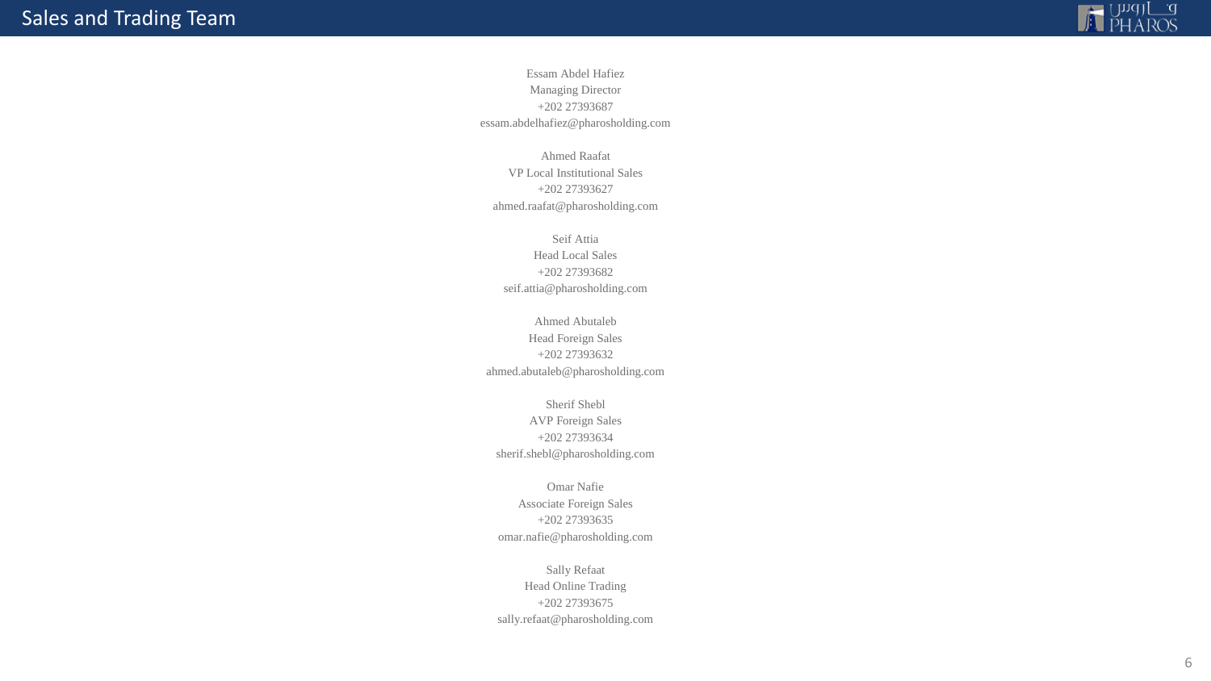# Sales and Trading Team

Essam Abdel Hafiez
Managing Director
+202 27393687
essam.abdelhafiez@pharosholding.com

Ahmed Raafat
VP Local Institutional Sales
+202 27393627
ahmed.raafat@pharosholding.com

Seif Attia
Head Local Sales
+202 27393682
seif.attia@pharosholding.com

Ahmed Abutaleb
Head Foreign Sales
+202 27393632
ahmed.abutaleb@pharosholding.com

Sherif Shebl
AVP Foreign Sales
+202 27393634
sherif.shebl@pharosholding.com

Omar Nafie
Associate Foreign Sales
+202 27393635
omar.nafie@pharosholding.com

Sally Refaat
Head Online Trading
+202 27393675
sally.refaat@pharosholding.com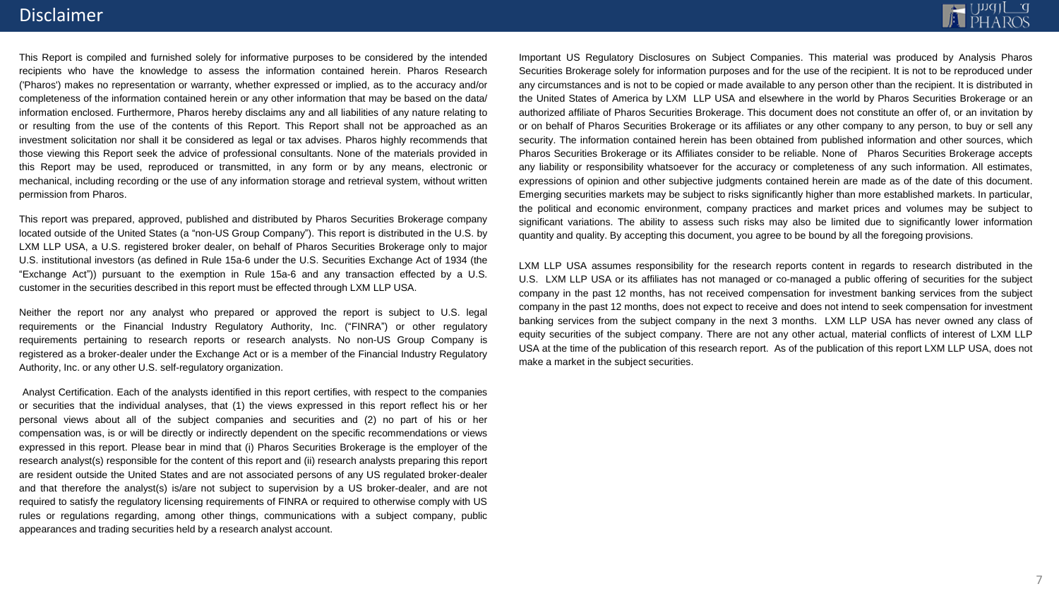# Disclaimer

This Report is compiled and furnished solely for informative purposes to be considered by the intended recipients who have the knowledge to assess the information contained herein. Pharos Research ('Pharos') makes no representation or warranty, whether expressed or implied, as to the accuracy and/or completeness of the information contained herein or any other information that may be based on the data/ information enclosed. Furthermore, Pharos hereby disclaims any and all liabilities of any nature relating to or resulting from the use of the contents of this Report. This Report shall not be approached as an investment solicitation nor shall it be considered as legal or tax advises. Pharos highly recommends that those viewing this Report seek the advice of professional consultants. None of the materials provided in this Report may be used, reproduced or transmitted, in any form or by any means, electronic or mechanical, including recording or the use of any information storage and retrieval system, without written permission from Pharos.

This report was prepared, approved, published and distributed by Pharos Securities Brokerage company located outside of the United States (a "non-US Group Company"). This report is distributed in the U.S. by LXM LLP USA, a U.S. registered broker dealer, on behalf of Pharos Securities Brokerage only to major U.S. institutional investors (as defined in Rule 15a-6 under the U.S. Securities Exchange Act of 1934 (the "Exchange Act")) pursuant to the exemption in Rule 15a-6 and any transaction effected by a U.S. customer in the securities described in this report must be effected through LXM LLP USA.

Neither the report nor any analyst who prepared or approved the report is subject to U.S. legal requirements or the Financial Industry Regulatory Authority, Inc. ("FINRA") or other regulatory requirements pertaining to research reports or research analysts. No non-US Group Company is registered as a broker-dealer under the Exchange Act or is a member of the Financial Industry Regulatory Authority, Inc. or any other U.S. self-regulatory organization.

Analyst Certification. Each of the analysts identified in this report certifies, with respect to the companies or securities that the individual analyses, that (1) the views expressed in this report reflect his or her personal views about all of the subject companies and securities and (2) no part of his or her compensation was, is or will be directly or indirectly dependent on the specific recommendations or views expressed in this report. Please bear in mind that (i) Pharos Securities Brokerage is the employer of the research analyst(s) responsible for the content of this report and (ii) research analysts preparing this report are resident outside the United States and are not associated persons of any US regulated broker-dealer and that therefore the analyst(s) is/are not subject to supervision by a US broker-dealer, and are not required to satisfy the regulatory licensing requirements of FINRA or required to otherwise comply with US rules or regulations regarding, among other things, communications with a subject company, public appearances and trading securities held by a research analyst account.

Important US Regulatory Disclosures on Subject Companies. This material was produced by Analysis Pharos Securities Brokerage solely for information purposes and for the use of the recipient. It is not to be reproduced under any circumstances and is not to be copied or made available to any person other than the recipient. It is distributed in the United States of America by LXM LLP USA and elsewhere in the world by Pharos Securities Brokerage or an authorized affiliate of Pharos Securities Brokerage. This document does not constitute an offer of, or an invitation by or on behalf of Pharos Securities Brokerage or its affiliates or any other company to any person, to buy or sell any security. The information contained herein has been obtained from published information and other sources, which Pharos Securities Brokerage or its Affiliates consider to be reliable. None of Pharos Securities Brokerage accepts any liability or responsibility whatsoever for the accuracy or completeness of any such information. All estimates, expressions of opinion and other subjective judgments contained herein are made as of the date of this document. Emerging securities markets may be subject to risks significantly higher than more established markets. In particular, the political and economic environment, company practices and market prices and volumes may be subject to significant variations. The ability to assess such risks may also be limited due to significantly lower information quantity and quality. By accepting this document, you agree to be bound by all the foregoing provisions.

LXM LLP USA assumes responsibility for the research reports content in regards to research distributed in the U.S. LXM LLP USA or its affiliates has not managed or co-managed a public offering of securities for the subject company in the past 12 months, has not received compensation for investment banking services from the subject company in the past 12 months, does not expect to receive and does not intend to seek compensation for investment banking services from the subject company in the next 3 months. LXM LLP USA has never owned any class of equity securities of the subject company. There are not any other actual, material conflicts of interest of LXM LLP USA at the time of the publication of this research report. As of the publication of this report LXM LLP USA, does not make a market in the subject securities.